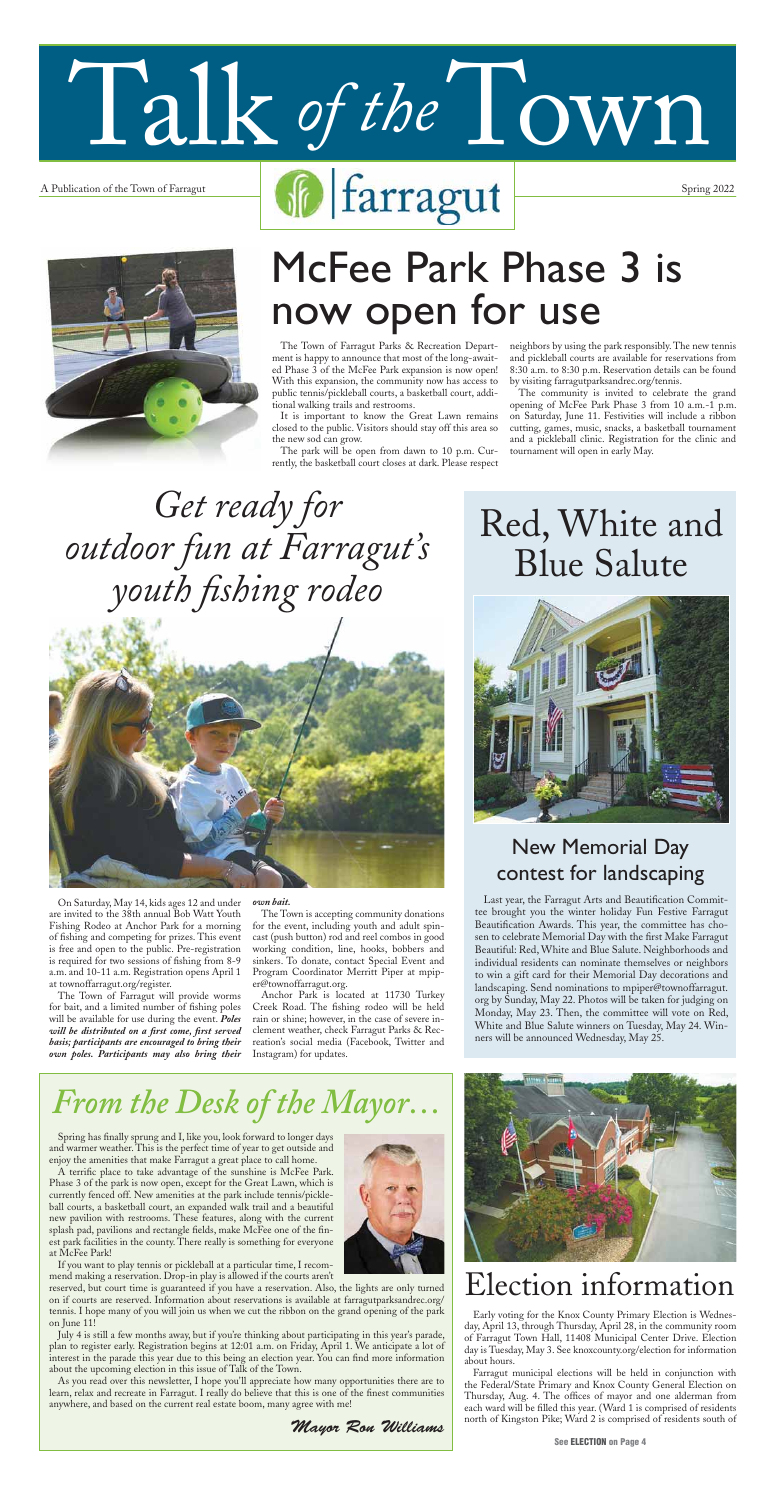# Talk *of the* Town

A Publication of the Town of Farragut

farragut

Spring 2022

## McFee Park Phase 3 is now open for use

The Town of Farragut Parks & Recreation Department is happy to announce that most of the long-awaited Phase 3 of the McFee Park expansion is now open! With this expansion, the community now has access to public tennis/pickleball courts, a basketball court, additional walking trails and restrooms.

It is important to know the Great Lawn remains closed to the public. Visitors should stay off this area so the new sod can grow.

The park will be open from dawn to 10 p.m. Currently, the basketball court closes at dark. Please respect neighbors by using the park responsibly. The new tennis and pickleball courts are available for reservations from 8:30 a.m. to 8:30 p.m. Reservation details can be found by visiting farragutparksandrec.org/tennis.

The community is invited to celebrate the grand opening of McFee Park Phase 3 from 10 a.m.-1 p.m. on Saturday, June 11. Festivities will include a ribbon cutting, games, music, snacks, a basketball tournament and a pickleball clinic. Registration for the clinic and tournament will open in early May.

## *Get ready for outdoor fun at Farragut's youth fishing rodeo*

On Saturday, May 14, kids ages 12 and under are invited to the 38th annual Bob Watt Youth Fishing Rodeo at Anchor Park for a morning of fishing and competing for prizes. This event is free and open to the public. Pre-registration is required for two sessions of fishing from 8-9 a.m. and 10-11 a.m. Registration opens April 1 at townoffarragut.org/register.

The Town of Farragut will provide worms for bait, and a limited number of fishing poles will be available for use during the event. ***Poles will be distributed on a first come, first served basis; participants are encouraged to bring their own poles. Participants may also bring their own bait.***

The Town is accepting community donations for the event, including youth and adult spincast (push button) rod and reel combos in good working condition, line, hooks, bobbers and sinkers. To donate, contact Special Event and Program Coordinator Merritt Piper at mpiper@townoffarragut.org.

Anchor Park is located at 11730 Turkey Creek Road. The fishing rodeo will be held rain or shine; however, in the case of severe inclement weather, check Farragut Parks & Recreation's social media (Facebook, Twitter and Instagram) for updates.

## Red, White and Blue Salute

### New Memorial Day contest for landscaping

Last year, the Farragut Arts and Beautification Committee brought you the winter holiday Fun Festive Farragut Beautification Awards. This year, the committee has chosen to celebrate Memorial Day with the first Make Farragut Beautiful: Red, White and Blue Salute. Neighborhoods and individual residents can nominate themselves or neighbors to win a gift card for their Memorial Day decorations and landscaping. Send nominations to mpiper@townoffarragut.org by Sunday, May 22. Photos will be taken for judging on Monday, May 23. Then, the committee will vote on Red, White and Blue Salute winners on Tuesday, May 24. Winners will be announced Wednesday, May 25.

## *From the Desk of the Mayor…*

Spring has finally sprung and I, like you, look forward to longer days and warmer weather. This is the perfect time of year to get outside and enjoy the amenities that make Farragut a great place to call home.

A terrific place to take advantage of the sunshine is McFee Park. Phase 3 of the park is now open, except for the Great Lawn, which is currently fenced off. New amenities at the park include tennis/pickleball courts, a basketball court, an expanded walk trail and a beautiful new pavilion with restrooms. These features, along with the current splash pad, pavilions and rectangle fields, make McFee one of the finest park facilities in the county. There really is something for everyone at McFee Park!

If you want to play tennis or pickleball at a particular time, I recommend making a reservation. Drop-in play is allowed if the courts aren't reserved, but court time is guaranteed if you have a reservation. Also, the lights are only turned on if courts are reserved. Information about reservations is available at farragutparksandrec.org/tennis. I hope many of you will join us when we cut the ribbon on the grand opening of the park on June 11!

July 4 is still a few months away, but if you're thinking about participating in this year's parade, plan to register early. Registration begins at 12:01 a.m. on Friday, April 1. We anticipate a lot of interest in the parade this year due to this being an election year. You can find more information about the upcoming election in this issue of Talk of the Town.

As you read over this newsletter, I hope you'll appreciate how many opportunities there are to learn, relax and recreate in Farragut. I really do believe that this is one of the finest communities anywhere, and based on the current real estate boom, many agree with me!

*Mayor Ron Williams*

## Election information

Early voting for the Knox County Primary Election is Wednesday, April 13, through Thursday, April 28, in the community room of Farragut Town Hall, 11408 Municipal Center Drive. Election day is Tuesday, May 3. See knoxcounty.org/election for information about hours.

Farragut municipal elections will be held in conjunction with the Federal/State Primary and Knox County General Election on Thursday, Aug. 4. The offices of mayor and one alderman from each ward will be filled this year. (Ward 1 is comprised of residents north of Kingston Pike; Ward 2 is comprised of residents south of

**See ELECTION on Page 4**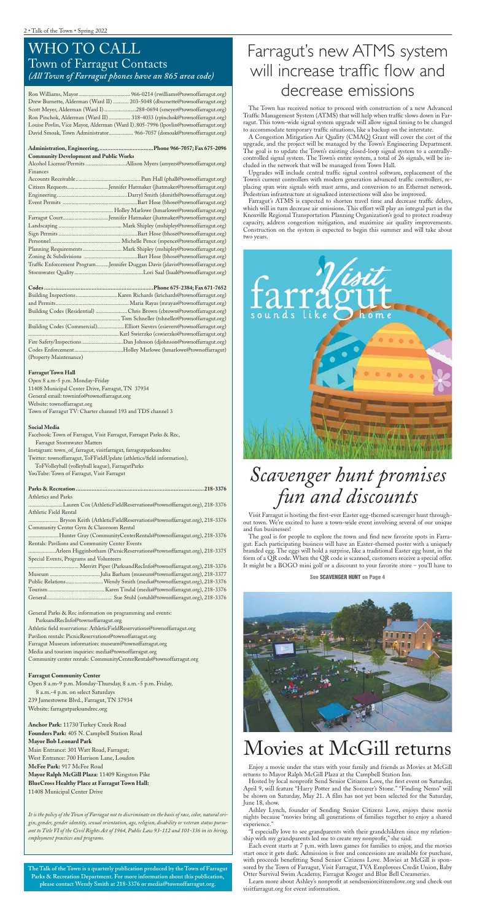# WHO TO CALL

## Town of Farragut Contacts

*(All Town of Farragut phones have an 865 area code)*

Ron Williams, Mayor .................................. 966-0214 (rwilliams@townoffarragut.org)
Drew Burnette, Alderman (Ward II) ........... 203-5048 (dburnette@townoffarragut.org)
Scott Meyer, Alderman (Ward I) ....................288-0694 (smeyer@townoffarragut.org)
Ron Pinchok, Alderman (Ward II) ............... 318-4033 (rpinchok@townoffarragut.org)
Louise Povlin, Vice Mayor, Alderman (Ward I). 805-7996 (lpovlin@townoffarragut.org)
David Smoak, Town Administrator................. 966-7057 (dsmoak@townoffarragut.org)

**Administration, Engineering, ..................................Phone 966-7057; Fax 675-2096**
**Community Development and Public Works**

Alcohol License/Permits ............................Allison Myers (amyers@townoffarragut.org)
Finances
Accounts Receivable..............................................Pam Hall (phall@townoffarragut.org)
Citizen Requests.............................Jennifer Hatmaker (jhatmaker@townoffarragut.org)
Engineering...................................................Darryl Smith (dsmith@townoffarragut.org)
Event Permits ....................................................Bart Hose (bhose@townoffarragut.org)
........................................................... Holley Marlowe (hmarlowe@townoffarragut.org)
Farragut Court...............................Jennifer Hatmaker (jhatmaker@townoffarragut.org)
Landscaping .......................................... Mark Shipley (mshipley@townoffarragut.org)
Sign Permits .........................................................Bart Hose (bhose@townoffarragut.org)
Personnel........................................... Michelle Pence (mpence@townoffarragut.org)
Planning Requirements ......................... Mark Shipley (mshipley@townoffarragut.org)
Zoning & Subdivisions ..........................................Bart Hose (bhose@townoffarragut.org)
Traffic Enforcement Program.........Jennifer Duggan Davis (jdavis@townoffarragut.org)
Stormwater Quality.................................................Lori Saal (lsaal@townoffarragut.org)

**Codes......................................................................Phone 675-2384; Fax 671-7652**

Building Inspections............................Karen Richards (krichards@townoffarragut.org)
and Permits.......................................................Maria Rayas (mrayas@townoffarragut.org)
Building Codes (Residential) ......................Chris Brown (cbrown@townoffarragut.org)
.........................................................Tom Schneller (tshneller@townoffarragut.org)
Building Codes (Commercial)...............Elliott Sievers (esievers@townoffarragut.org)
.........................................................Karl Swierzko (cswierzko@townoffarragut.org)
Fire Safety/Inspections.............................Dan Johnson (djohnson@townoffarragut.org)
Codes Enforcement..................................Holley Marlowe (hmarlowe@townoffarragut)
(Property Maintenance)

**Farragut Town Hall**

Open 8 a.m-5 p.m. Monday-Friday
11408 Municipal Center Drive, Farragut, TN 37934
General email: towninfo@townoffarragut.org
Website: townoffarragut.org
Town of Farragut TV: Charter channel 193 and TDS channel 3

**Social Media**

Facebook: Town of Farragut, Visit Farragut, Farragut Parks & Rec, Farragut Stormwater Matters
Instagram: town_of_farragut, visitfarragut, farragutparksandrec
Twitter: townoffarragut, ToFFieldUpdate (athletics/field information), ToFVolleyball (volleyball league), FarragutParks
YouTube: Town of Farragut, Visit Farragut

**Parks & Recreation...........................................................................................218-3376**

Athletics and Parks
.........................Lauren Cox (AthleticFieldReservations@townoffarragut.org), 218-3376
Athletic Field Rental
..................... Bryson Keith (AthleticFieldReservations@townoffarragut.org), 218-3376
Community Center Gym & Classroom Rental
..................... Hunter Gray (CommunityCenterRentals@townoffarragut.org), 218-3376
Rentals: Pavilions and Community Center Events
...................Arleen Higginbotham (PicnicReservations@townoffarragut.org), 218-3375
Special Events, Programs and Volunteers
.......................................Merritt Piper (ParksandRecInfo@townoffarragut.org), 218-3376
Museum .....................................Julia Barham (museum@townoffarragut.org), 218-3377
Public Relations...........................Wendy Smith (media@townoffarragut.org), 218-3376
Tourism .........................................Karen Tindal (media@townoffarragut.org), 218-3376
General.............................................. Sue Stuhl (sstuhl@townoffarragut.org), 218-3376

General Parks & Rec information on programming and events: ParksandRecInfo@townoffarragut.org
Athletic field reservations: AthleticFieldReservations@townoffarragut.org
Pavilion rentals: PicnicReservations@townoffarragut.org
Farragut Museum information: museum@townoffarragut.org
Media and tourism inquiries: media@townoffarragut.org
Community center rentals: CommunityCenterRentals@townoffarragut.org

**Farragut Community Center**

Open 8 a.m-9 p.m. Monday-Thursday, 8 a.m.-5 p.m. Friday, 8 a.m.-4 p.m. on select Saturdays
239 Jamestowne Blvd., Farragut, TN 37934
Website: farragutparksandrec.org

**Anchor Park:** 11730 Turkey Creek Road
**Founders Park:** 405 N. Campbell Station Road
**Mayor Bob Leonard Park**
Main Entrance: 301 Watt Road, Farragut;
West Entrance: 700 Harrison Lane, Loudon
**McFee Park:** 917 McFee Road
**Mayor Ralph McGill Plaza:** 11409 Kingston Pike
**BlueCross Healthy Place at Farragut Town Hall:**
11408 Municipal Center Drive

*It is the policy of the Town of Farragut not to discriminate on the basis of race, color, natural origin, gender, gender identity, sexual orientation, age, religion, disability or veteran status pursuant to Title VI of the Civil Rights Act of 1964, Public Law 93-112 and 101-336 in its hiring, employment practices and programs.*

**The Talk of the Town is a quarterly publication produced by the Town of Farragut Parks & Recreation Department. For more information about this publication, please contact Wendy Smith at 218-3376 or media@townoffarragut.org.**

# Farragut's new ATMS system will increase traffic flow and decrease emissions

The Town has received notice to proceed with construction of a new Advanced Traffic Management System (ATMS) that will help when traffic slows down in Farragut. This town-wide signal system upgrade will allow signal timing to be changed to accommodate temporary traffic situations, like a backup on the interstate.

A Congestion Mitigation Air Quality (CMAQ) Grant will cover the cost of the upgrade, and the project will be managed by the Town's Engineering Department. The goal is to update the Town's existing closed-loop signal system to a centrally-controlled signal system. The Town's entire system, a total of 26 signals, will be included in the network that will be managed from Town Hall.

Upgrades will include central traffic signal control software, replacement of the Town's current controllers with modern generation advanced traffic controllers, replacing span wire signals with mast arms, and conversion to an Ethernet network. Pedestrian infrastructure at signalized intersections will also be improved.

Farragut's ATMS is expected to shorten travel time and decrease traffic delays, which will in turn decrease air emissions. This effort will play an integral part in the Knoxville Regional Transportation Planning Organization's goal to protect roadway capacity, address congestion mitigation, and maximize air quality improvements. Construction on the system is expected to begin this summer and will take about two years.

# *Scavenger hunt promises fun and discounts*

Visit Farragut is hosting the first-ever Easter egg-themed scavenger hunt throughout town. We're excited to have a town-wide event involving several of our unique and fun businesses!

The goal is for people to explore the town and find new favorite spots in Farragut. Each participating business will have an Easter-themed poster with a uniquely branded egg. The eggs will hold a surprise, like a traditional Easter egg hunt, in the form of a QR code. When the QR code is scanned, customers receive a special offer. It might be a BOGO mini golf or a discount to your favorite store – you'll have to

**See SCAVENGER HUNT on Page 4**

# Movies at McGill returns

Enjoy a movie under the stars with your family and friends as Movies at McGill returns to Mayor Ralph McGill Plaza at the Campbell Station Inn.

Hosted by local nonprofit Send Senior Citizens Love, the first event on Saturday, April 9, will feature "Harry Potter and the Sorcerer's Stone." "Finding Nemo" will be shown on Saturday, May 21. A film has not yet been selected for the Saturday, June 18, show.

Ashley Lynch, founder of Sending Senior Citizens Love, enjoys these movie nights because "movies bring all generations of families together to enjoy a shared experience."

"I especially love to see grandparents with their grandchildren since my relationship with my grandparents led me to create my nonprofit," she said.

Each event starts at 7 p.m. with lawn games for families to enjoy, and the movies start once it gets dark. Admission is free and concessions are available for purchase, with proceeds benefitting Send Senior Citizens Love. Movies at McGill is sponsored by the Town of Farragut, Visit Farragut, TVA Employees Credit Union, Baby Otter Survival Swim Academy, Farragut Kroger and Blue Bell Creameries.

Learn more about Ashley's nonprofit at sendseniorcitizenslove.org and check out visitfarragut.org for event information.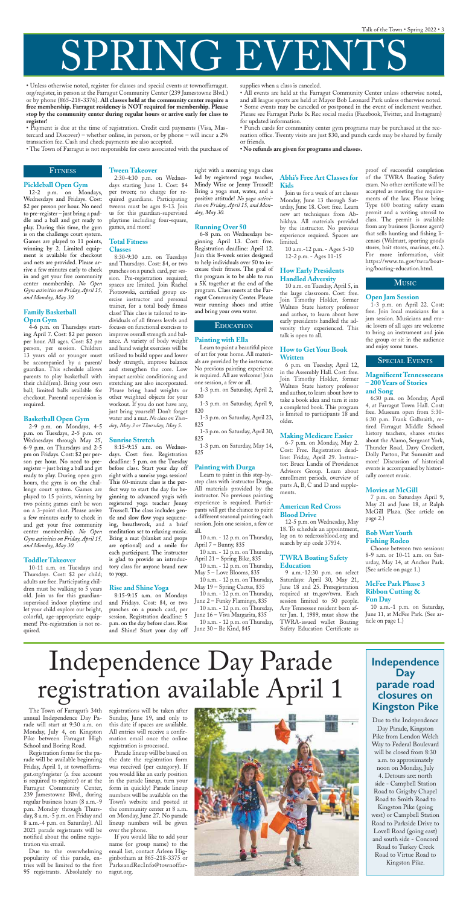# SPRING EVENTS

• Unless otherwise noted, register for classes and special events at townoffarragut.org/register, in person at the Farragut Community Center (239 Jamestowne Blvd.) or by phone (865-218-3376). **All classes held at the community center require a free membership. Farragut residency is NOT required for membership. Please stop by the community center during regular hours or arrive early for class to register!**

• Payment is due at the time of registration. Credit card payments (Visa, Mastercard and Discover) – whether online, in person, or by phone – will incur a 2% transaction fee. Cash and check payments are also accepted.

• The Town of Farragut is not responsible for costs associated with the purchase of supplies when a class is canceled.

• All events are held at the Farragut Community Center unless otherwise noted, and all league sports are held at Mayor Bob Leonard Park unless otherwise noted.

• Some events may be canceled or postponed in the event of inclement weather. Please see Farragut Parks & Rec social media (Facebook, Twitter, and Instagram) for updated information.

• Punch cards for community center gym programs may be purchased at the recreation office. Twenty visits are just $30, and punch cards may be shared by family or friends.

• **No refunds are given for programs and classes.**

## Fitness

### Pickleball Open Gym

12-2 p.m. on Mondays, Wednesdays and Fridays. Cost: $2 per person per hour. No need to pre-register – just bring a paddle and a ball and get ready to play. During this time, the gym is on the challenge court system. Games are played to 11 points, winning by 2. Limited equipment is available for checkout and nets are provided. Please arrive a few minutes early to check in and get your free community center membership. *No Open Gym activities on Friday, April 15, and Monday, May 30.*

### Family Basketball Open Gym

4-6 p.m. on Thursdays starting April 7. Cost: $2 per person per hour. All ages. Cost: $2 per person, per session. Children 13 years old or younger must be accompanied by a parent/guardian. This schedule allows parents to play basketball with their child(ren). Bring your own ball; limited balls available for checkout. Parental supervision is required.

### Basketball Open Gym

2-9 p.m. on Mondays, 4-5 p.m. on Tuesdays, 2-5 p.m. on Wednesdays through May 25, 6-9 p.m. on Thursdays and 2-5 pm on Fridays. Cost: $2 per person per hour. No need to pre-register – just bring a ball and get ready to play. During open gym hours, the gym is on the challenge court system, winning by two points; games can't be won on a 3-point shot. Please arrive a few minutes early to check in and get your free community center membership. *No Open Gym activities on Friday, April 15, and Monday, May 30.*

### Toddler Takeover

10-11 a.m. on Tuesdays and Thursdays. Cost: $2 per child; adults are free. Participating children must be walking to 5 years old. Join us for this guardian-supervised indoor playtime and let your child explore our bright, colorful, age-appropriate equipment! Pre-registration is not required.

### Tween Takeover

2:30-4:30 p.m. on Wednesdays starting June 1. Cost: $4 per tween; no charge for required guardians. Participating tweens must be ages 8-13. Join us for this guardian-supervised playtime including four-square, games, and more!

### Total Fitness Classes

8:30-9:30 a.m. on Tuesdays and Thursdays. Cost: $4, or two punches on a punch card, per session. Pre-registration required; spaces are limited. Join Rachel Piotrowski, certified group exercise instructor and personal trainer, for a total body fitness class! This class is tailored to individuals of all fitness levels and focuses on functional exercises to improve overall strength and balance. A variety of body weight and hand weight exercises will be utilized to build upper and lower body strength, improve balance and strengthen the core. Low impact aerobic conditioning and stretching are also incorporated. Please bring hand weights or other weighted objects for your workout. If you do not have any, just bring yourself! Don't forget water and a mat. *No class on Tuesday, May 3 or Thursday, May 5.*

### Sunrise Stretch

8:15-9:15 a.m. on Wednesdays. Cost: free. Registration deadline: 5 p.m. on the Tuesday before class. Start your day off right with a sunrise yoga session! This 60-minute class is the perfect way to start the day for beginning to advanced yogis with registered yoga teacher Jenny Trussell. The class includes gentle and slow flow yoga sequencing, breathwork, and a brief meditation set to relaxing music. Bring a mat (blanket and props are optional) and a smile for each participant. The instructor is glad to provide an introductory class for anyone brand new to yoga.

### Rise and Shine Yoga

8:15-9:15 a.m. on Mondays and Fridays. Cost: $4, or two punches on a punch card, per session. Registration deadline: 5 p.m. on the day before class. Rise and Shine! Start your day off right with a morning yoga class led by registered yoga teacher, Mindy Wise or Jenny Trussell! Bring a yoga mat, water, and a positive attitude! *No yoga activities on Friday, April 15, and Monday, May 30.*

### Running Over 50

6-8 p.m. on Wednesdays beginning April 13. Cost: free. Registration deadline: April 12. Join this 8-week series designed to help individuals over 50 to increase their fitness. The goal of the program is to be able to run a 5K together at the end of the program. Class meets at the Farragut Community Center. Please wear running shoes and attire and bring your own water.

## Education

### Painting with Ella

Learn to paint a beautiful piece of art for your home. All materials are provided by the instructor. No previous painting experience is required. All are welcome! Join one session, a few or all.

1-3 p.m. on Saturday, April 2, $20

1-3 p.m. on Saturday, April 9, $20

1-3 p.m. on Saturday, April 23, $25

1-3 p.m. on Saturday, April 30, $25

1-3 p.m. on Saturday, May 14, $25

### Painting with Durga

Learn to paint in this step-by-step class with instructor Durga. All materials provided by the instructor. No previous painting experience is required. Participants will get the chance to paint a different seasonal painting each session. Join one session, a few or all.

10 a.m. - 12 p.m. on Thursday, April 7 – Bunny, $35

10 a.m. - 12 p.m. on Thursday, April 21 – Spring Bike, $35

10 a.m. - 12 p.m. on Thursday, May 5 – Love Blooms, $35

10 a.m. - 12 p.m. on Thursday, May 19 – Spring Cactus, $35

10 a.m. - 12 p.m. on Thursday, June 2 – Funky Flamingo, $35

10 a.m. - 12 p.m. on Thursday, June 16 – Viva Margarita, $35

10 a.m. - 12 p.m. on Thursday, June 30 – Be Kind, $45

### Abhi's Free Art Classes for Kids

Join us for a week of art classes Monday, June 13 through Saturday, June 18. Cost: free. Learn new art techniques from Abhikhya. All materials provided by the instructor. No previous experience required. Spaces are limited.

10 a.m.-12 p.m. - Ages 5-10

12-2 p.m. - Ages 11-15

### How Early Presidents Handled Adversity

10 a.m. on Tuesday, April 5, in the large classroom. Cost: free. Join Timothy Holder, former Walters State history professor and author, to learn about how early presidents handled the adversity they experienced. This talk is open to all.

### How to Get Your Book Written

6 p.m. on Tuesday, April 12, in the Assembly Hall. Cost: free. Join Timothy Holder, former Walters State history professor and author, to learn about how to take a book idea and turn it into a completed book. This program is limited to participants 18 and older.

### Making Medicare Easier

6-7 p.m. on Monday, May 2. Cost: Free. Registration deadline: Friday, April 29. Instructor: Bruce Landis of Providence Advisors Group. Learn about enrollment periods, overview of parts A, B, C and D and supplements.

### American Red Cross Blood Drive

12-5 p.m. on Wednesday, May 18. To schedule an appointment, log on to redcrossblood.org and search by zip code 37934.

### TWRA Boating Safety Education

9 a.m.-12:30 p.m. on select Saturdays: April 30, May 21, June 18 and 25. Preregistration required at tn.gov/twra. Each session limited to 50 people. Any Tennessee resident born after Jan. 1, 1989, must show the TWRA-issued wallet Boating Safety Education Certificate as proof of successful completion of the TWRA Boating Safety exam. No other certificate will be accepted as meeting the requirements of the law. Please bring Type 600 boating safety exam permit and a writing utensil to class. The permit is available from any business (license agent) that sells hunting and fishing licenses (Walmart, sporting goods stores, bait stores, marinas, etc.). For more information, visit https://www.tn.gov/twra/boating/boating-education.html.

## Music

### Open Jam Session

1-3 p.m. on April 22. Cost: free. Join local musicians for a jam session. Musicians and music lovers of all ages are welcome to bring an instrument and join the group or sit in the audience and enjoy some tunes.

## Special Events

### Magnificent Tennesseeans – 200 Years of Stories and Song

6:30 p.m. on Monday, April 4, at Farragut Town Hall. Cost: free. Museum open from 5:30-6:30 p.m. Frank Galbraith, retired Farragut Middle School history teachers, shares stories about the Alamo, Sergeant York, Thunder Road, Davy Crockett, Dolly Parton, Pat Summitt and more! Discussion of historical events is accompanied by historically correct music.

### Movies at McGill

7 p.m. on Saturdays April 9, May 21 and June 18, at Ralph McGill Plaza. (See article on page 2.)

### Bob Watt Youth Fishing Rodeo

Choose between two sessions: 8-9 a.m. or 10-11 a.m. on Saturday, May 14, at Anchor Park. (See article on page 1.)

### McFee Park Phase 3 Ribbon Cutting & Fun Day

10 a.m.-1 p.m. on Saturday, June 11, at McFee Park. (See article on page 1.)

# Independence Day Parade registration available April 1

The Town of Farragut's 34th annual Independence Day Parade will start at 9:30 a.m. on Monday, July 4, on Kingston Pike between Farragut High School and Boring Road.

Registration forms for the parade will be available beginning Friday, April 1, at townoffarragut.org/register (a free account is required to register) or at the Farragut Community Center, 239 Jamestowne Blvd., during regular business hours (8 a.m.-9 p.m. Monday through Thursday, 8 a.m.-5 p.m. on Friday and 8 a.m.-4 p.m. on Saturday). All 2021 parade registrants will be notified about the online registration via email.

Due to the overwhelming popularity of this parade, entries will be limited to the first 95 registrants. Absolutely no registrations will be taken after Sunday, June 19, and only to this date if spaces are available. All entries will receive a confirmation email once the online registration is processed.

Parade lineup will be based on the date the registration form was received (per category). If you would like an early position in the parade lineup, turn your form in quickly! Parade lineup numbers will be available on the Town's website and posted at the community center at 8 a.m. on Monday, June 27. No parade lineup numbers will be given over the phone.

If you would like to add your name (or group name) to the email list, contact Arleen Higginbotham at 865-218-3375 or ParksandRecInfo@townoffarragut.org.

## Independence Day parade road closures on Kingston Pike

Due to the Independence Day Parade, Kingston Pike from Lendon Welch Way to Federal Boulevard will be closed from 8:30 a.m. to approximately noon on Monday, July 4. Detours are: north side - Campbell Station Road to Grigsby Chapel Road to Smith Road to Kingston Pike (going west) or Campbell Station Road to Parkside Drive to Lovell Road (going east) and south side - Concord Road to Turkey Creek Road to Virtue Road to Kingston Pike.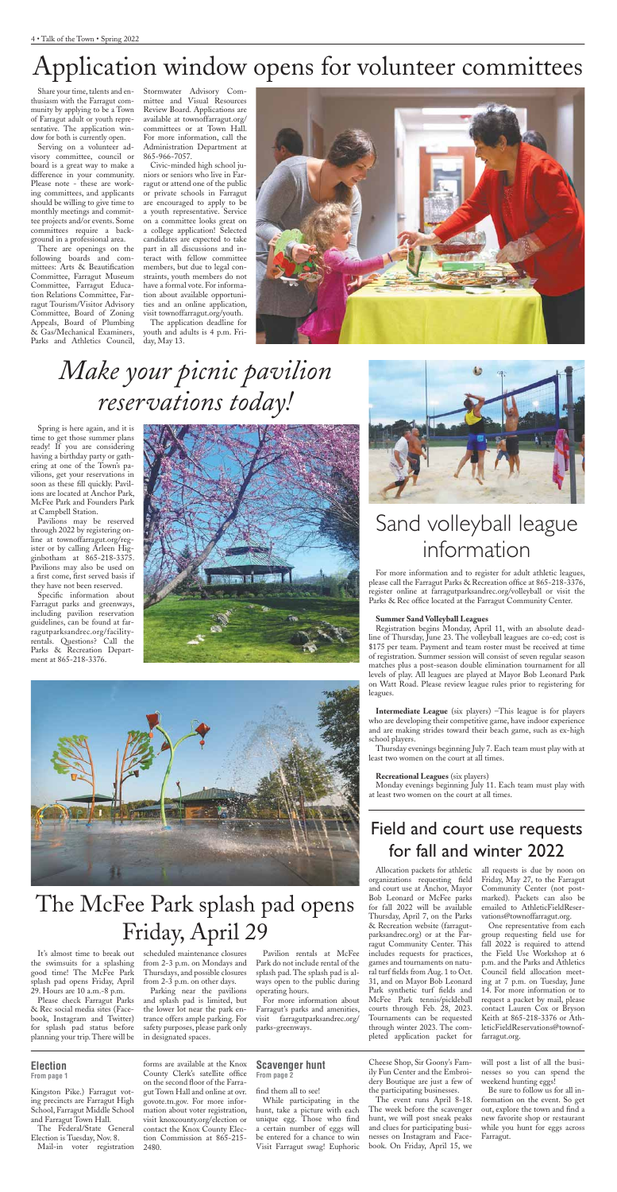# Application window opens for volunteer committees

Share your time, talents and enthusiasm with the Farragut community by applying to be a Town of Farragut adult or youth representative. The application window for both is currently open.

Serving on a volunteer advisory committee, council or board is a great way to make a difference in your community. Please note - these are working committees, and applicants should be willing to give time to monthly meetings and committee projects and/or events. Some committees require a background in a professional area.

There are openings on the following boards and committees: Arts & Beautification Committee, Farragut Museum Committee, Farragut Education Relations Committee, Farragut Tourism/Visitor Advisory Committee, Board of Zoning Appeals, Board of Plumbing & Gas/Mechanical Examiners, Parks and Athletics Council, Stormwater Advisory Committee and Visual Resources Review Board. Applications are available at townoffarragut.org/committees or at Town Hall. For more information, call the Administration Department at 865-966-7057.

Civic-minded high school juniors or seniors who live in Farragut or attend one of the public or private schools in Farragut are encouraged to apply to be a youth representative. Service on a committee looks great on a college application! Selected candidates are expected to take part in all discussions and interact with fellow committee members, but due to legal constraints, youth members do not have a formal vote. For information about available opportunities and an online application, visit townoffarragut.org/youth.

The application deadline for youth and adults is 4 p.m. Friday, May 13.

# *Make your picnic pavilion reservations today!*

Spring is here again, and it is time to get those summer plans ready! If you are considering having a birthday party or gathering at one of the Town's pavilions, get your reservations in soon as these fill quickly. Pavilions are located at Anchor Park, McFee Park and Founders Park at Campbell Station.

Pavilions may be reserved through 2022 by registering online at townoffarragut.org/register or by calling Arleen Higginbotham at 865-218-3375. Pavilions may also be used on a first come, first served basis if they have not been reserved.

Specific information about Farragut parks and greenways, including pavilion reservation guidelines, can be found at farragutparksandrec.org/facilityrentals. Questions? Call the Parks & Recreation Department at 865-218-3376.

# Sand volleyball league information

For more information and to register for adult athletic leagues, please call the Farragut Parks & Recreation office at 865-218-3376, register online at farragutparksandrec.org/volleyball or visit the Parks & Rec office located at the Farragut Community Center.

**Summer Sand Volleyball Leagues**

Registration begins Monday, April 11, with an absolute deadline of Thursday, June 23. The volleyball leagues are co-ed; cost is $175 per team. Payment and team roster must be received at time of registration. Summer session will consist of seven regular season matches plus a post-season double elimination tournament for all levels of play. All leagues are played at Mayor Bob Leonard Park on Watt Road. Please review league rules prior to registering for leagues.

**Intermediate League** (six players) –This league is for players who are developing their competitive game, have indoor experience and are making strides toward their beach game, such as ex-high school players.

Thursday evenings beginning July 7. Each team must play with at least two women on the court at all times.

**Recreational Leagues** (six players)

Monday evenings beginning July 11. Each team must play with at least two women on the court at all times.

## Field and court use requests for fall and winter 2022

Allocation packets for athletic organizations requesting field and court use at Anchor, Mayor Bob Leonard or McFee parks for fall 2022 will be available Thursday, April 7, on the Parks & Recreation website (farragutparksandrec.org) or at the Farragut Community Center. This includes requests for practices, games and tournaments on natural turf fields from Aug. 1 to Oct. 31, and on Mayor Bob Leonard Park synthetic turf fields and McFee Park tennis/pickleball courts through Feb. 28, 2023. Tournaments can be requested through winter 2023. The completed application packet for all requests is due by noon on Friday, May 27, to the Farragut Community Center (not postmarked). Packets can also be emailed to AthleticFieldReservations@townoffarragut.org.

One representative from each group requesting field use for fall 2022 is required to attend the Field Use Workshop at 6 p.m. and the Parks and Athletics Council field allocation meeting at 7 p.m. on Tuesday, June 14. For more information or to request a packet by mail, please contact Lauren Cox or Bryson Keith at 865-218-3376 or AthleticFieldReservations@townoffarragut.org.

# The McFee Park splash pad opens Friday, April 29

It's almost time to break out the swimsuits for a splashing good time! The McFee Park splash pad opens Friday, April 29. Hours are 10 a.m.-8 p.m.

Please check Farragut Parks & Rec social media sites (Facebook, Instagram and Twitter) for splash pad status before planning your trip. There will be scheduled maintenance closures from 2-3 p.m. on Mondays and Thursdays, and possible closures from 2-3 p.m. on other days.

Parking near the pavilions and splash pad is limited, but the lower lot near the park entrance offers ample parking. For safety purposes, please park only in designated spaces.

Pavilion rentals at McFee Park do not include rental of the splash pad. The splash pad is always open to the public during operating hours.

For more information about Farragut's parks and amenities, visit farragutparksandrec.org/parks-greenways.

### Election
From page 1

Kingston Pike.) Farragut voting precincts are Farragut High School, Farragut Middle School and Farragut Town Hall.

The Federal/State General Election is Tuesday, Nov. 8.

Mail-in voter registration forms are available at the Knox County Clerk's satellite office on the second floor of the Farragut Town Hall and online at ovr.govote.tn.gov. For more information about voter registration, visit knoxcounty.org/election or contact the Knox County Election Commission at 865-215-2480.

### Scavenger hunt
From page 2

find them all to see!

While participating in the hunt, take a picture with each unique egg. Those who find a certain number of eggs will be entered for a chance to win Visit Farragut swag! Euphoric Cheese Shop, Sir Goony's Family Fun Center and the Embroidery Boutique are just a few of the participating businesses.

The event runs April 8-18. The week before the scavenger hunt, we will post sneak peaks and clues for participating businesses on Instagram and Facebook. On Friday, April 15, we will post a list of all the businesses so you can spend the weekend hunting eggs!

Be sure to follow us for all information on the event. So get out, explore the town and find a new favorite shop or restaurant while you hunt for eggs across Farragut.